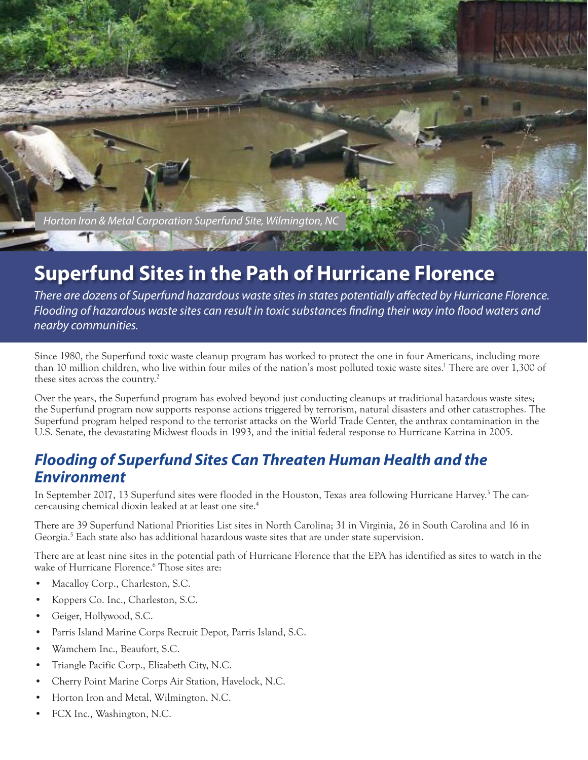Horton Iron & Metal Corporation Superfund Site, Wilmington, NC

# Superfund Sites in the Path of Hurricane Florence

*There are dozens of Superfund hazardous waste sites in states potentially affected by Hurricane Florence. Flooding of hazardous waste sites can result in toxic substances finding their way into flood waters and nearby communities.*

Since 1980, the Superfund toxic waste cleanup program has worked to protect the one in four Americans, including more than 10 million children, who live within four miles of the nation's most polluted toxic waste sites.[1] There are over 1,300 of these sites across the country.[2]

Over the years, the Superfund program has evolved beyond just conducting cleanups at traditional hazardous waste sites; the Superfund program now supports response actions triggered by terrorism, natural disasters and other catastrophes. The Superfund program helped respond to the terrorist attacks on the World Trade Center, the anthrax contamination in the U.S. Senate, the devastating Midwest floods in 1993, and the initial federal response to Hurricane Katrina in 2005.

## *Flooding of Superfund Sites Can Threaten Human Health and the Environment*

In September 2017, 13 Superfund sites were flooded in the Houston, Texas area following Hurricane Harvey.[3] The cancer-causing chemical dioxin leaked at at least one site.[4]

There are 39 Superfund National Priorities List sites in North Carolina; 31 in Virginia, 26 in South Carolina and 16 in Georgia.[5] Each state also has additional hazardous waste sites that are under state supervision.

There are at least nine sites in the potential path of Hurricane Florence that the EPA has identified as sites to watch in the wake of Hurricane Florence.[6] Those sites are:

- Macalloy Corp., Charleston, S.C.
- Koppers Co. Inc., Charleston, S.C.
- Geiger, Hollywood, S.C.
- Parris Island Marine Corps Recruit Depot, Parris Island, S.C.
- Wamchem Inc., Beaufort, S.C.
- Triangle Pacific Corp., Elizabeth City, N.C.
- Cherry Point Marine Corps Air Station, Havelock, N.C.
- Horton Iron and Metal, Wilmington, N.C.
- FCX Inc., Washington, N.C.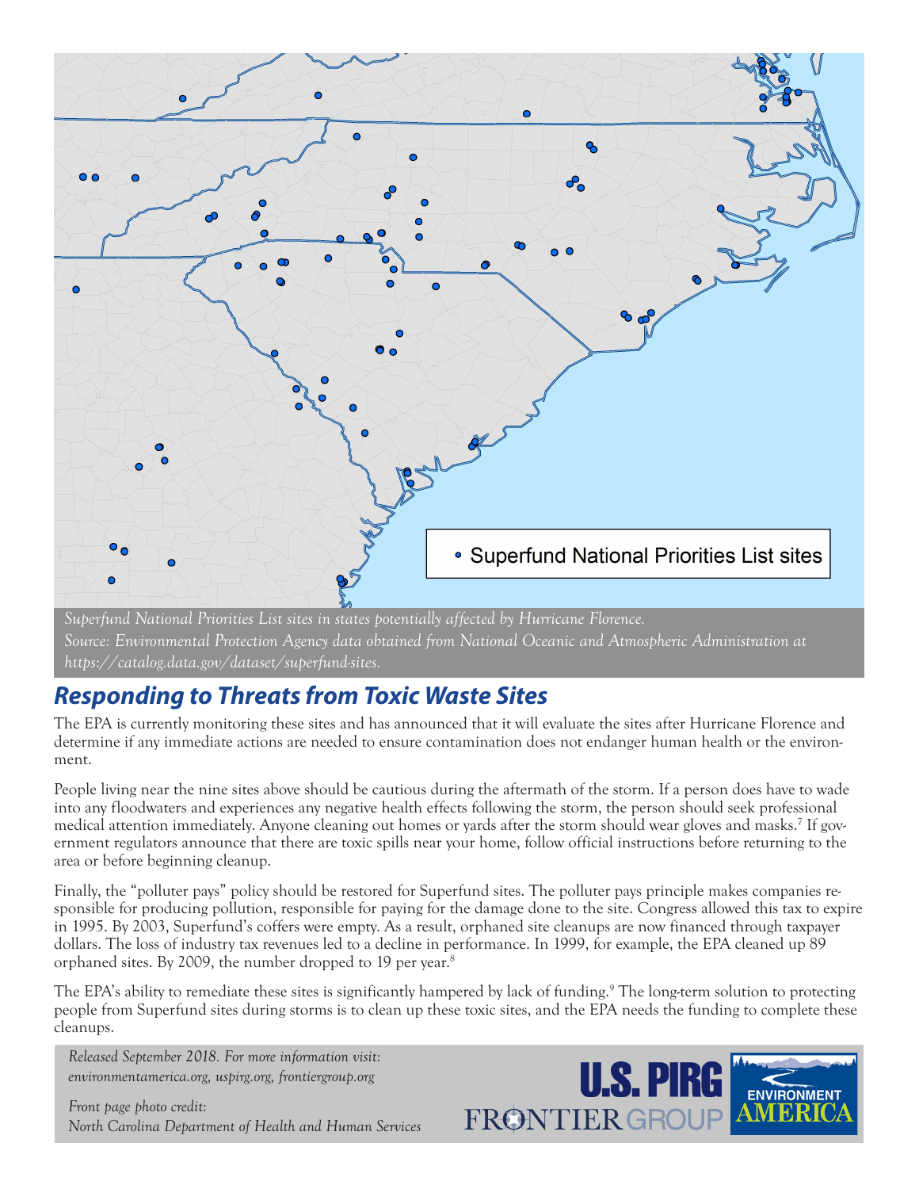Superfund National Priorities List sites

*Superfund National Priorities List sites in states potentially affected by Hurricane Florence.*
*Source: Environmental Protection Agency data obtained from National Oceanic and Atmospheric Administration at https://catalog.data.gov/dataset/superfund-sites.*

## *Responding to Threats from Toxic Waste Sites*

The EPA is currently monitoring these sites and has announced that it will evaluate the sites after Hurricane Florence and determine if any immediate actions are needed to ensure contamination does not endanger human health or the environment.

People living near the nine sites above should be cautious during the aftermath of the storm. If a person does have to wade into any floodwaters and experiences any negative health effects following the storm, the person should seek professional medical attention immediately. Anyone cleaning out homes or yards after the storm should wear gloves and masks.[7] If government regulators announce that there are toxic spills near your home, follow official instructions before returning to the area or before beginning cleanup.

Finally, the "polluter pays" policy should be restored for Superfund sites. The polluter pays principle makes companies responsible for producing pollution, responsible for paying for the damage done to the site. Congress allowed this tax to expire in 1995. By 2003, Superfund's coffers were empty. As a result, orphaned site cleanups are now financed through taxpayer dollars. The loss of industry tax revenues led to a decline in performance. In 1999, for example, the EPA cleaned up 89 orphaned sites. By 2009, the number dropped to 19 per year.[8]

The EPA's ability to remediate these sites is significantly hampered by lack of funding.[9] The long-term solution to protecting people from Superfund sites during storms is to clean up these toxic sites, and the EPA needs the funding to complete these cleanups.

*Released September 2018. For more information visit: environmentamerica.org, uspirg.org, frontiergroup.org*

*Front page photo credit: North Carolina Department of Health and Human Services*

U.S. PIRG FRONTIER GROUP ENVIRONMENT AMERICA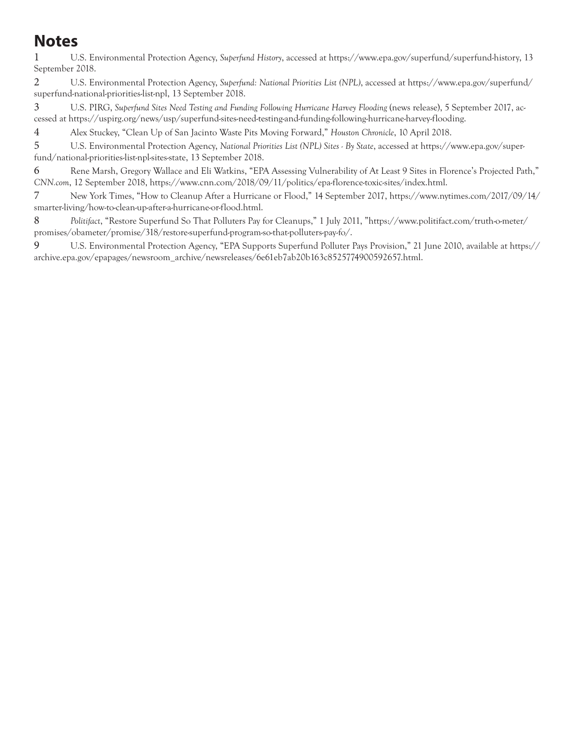## Notes

1 U.S. Environmental Protection Agency, *Superfund History*, accessed at https://www.epa.gov/superfund/superfund-history, 13 September 2018.

2 U.S. Environmental Protection Agency, *Superfund: National Priorities List (NPL)*, accessed at https://www.epa.gov/superfund/superfund-national-priorities-list-npl, 13 September 2018.

3 U.S. PIRG, *Superfund Sites Need Testing and Funding Following Hurricane Harvey Flooding* (news release), 5 September 2017, accessed at https://uspirg.org/news/usp/superfund-sites-need-testing-and-funding-following-hurricane-harvey-flooding.

4 Alex Stuckey, "Clean Up of San Jacinto Waste Pits Moving Forward," *Houston Chronicle*, 10 April 2018.

5 U.S. Environmental Protection Agency, *National Priorities List (NPL) Sites - By State*, accessed at https://www.epa.gov/superfund/national-priorities-list-npl-sites-state, 13 September 2018.

6 Rene Marsh, Gregory Wallace and Eli Watkins, "EPA Assessing Vulnerability of At Least 9 Sites in Florence's Projected Path," *CNN.com*, 12 September 2018, https://www.cnn.com/2018/09/11/politics/epa-florence-toxic-sites/index.html.

7 New York Times, "How to Cleanup After a Hurricane or Flood," 14 September 2017, https://www.nytimes.com/2017/09/14/smarter-living/how-to-clean-up-after-a-hurricane-or-flood.html.

8 *Politifact*, "Restore Superfund So That Polluters Pay for Cleanups," 1 July 2011, "https://www.politifact.com/truth-o-meter/promises/obameter/promise/318/restore-superfund-program-so-that-polluters-pay-fo/.

9 U.S. Environmental Protection Agency, "EPA Supports Superfund Polluter Pays Provision," 21 June 2010, available at https://archive.epa.gov/epapages/newsroom_archive/newsreleases/6e61eb7ab20b163c8525774900592657.html.